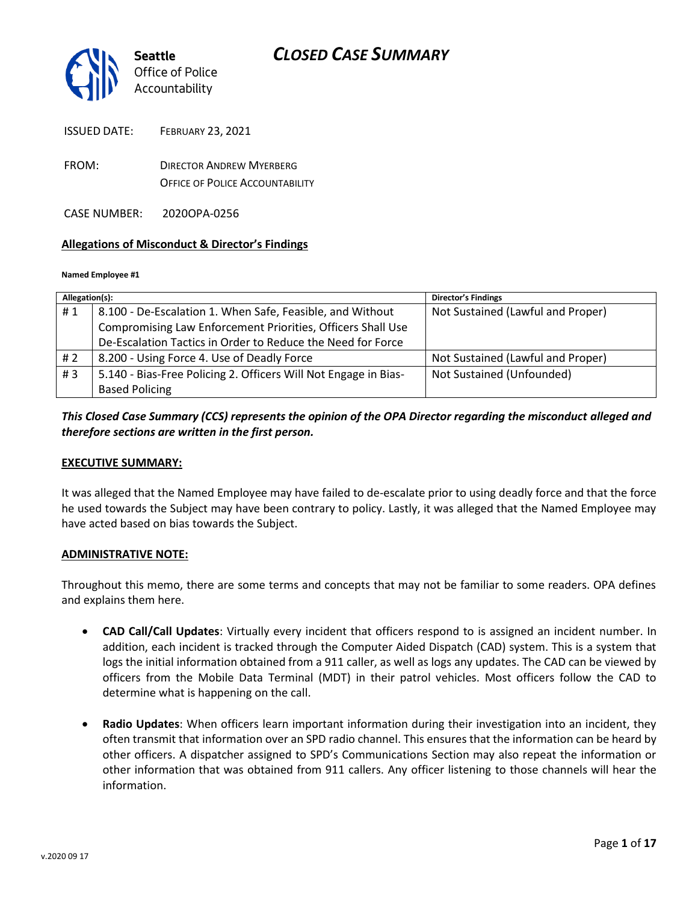Seattle Office of Police Accountability

# CLOSED CASE SUMMARY

ISSUED DATE: FEBRUARY 23, 2021

FROM: DIRECTOR ANDREW MYERBERG
OFFICE OF POLICE ACCOUNTABILITY

CASE NUMBER: 2020OPA-0256

**Allegations of Misconduct & Director's Findings**

**Named Employee #1**

| Allegation(s): | | Director's Findings |
|---|---|---|
| # 1 | 8.100 - De-Escalation 1. When Safe, Feasible, and Without Compromising Law Enforcement Priorities, Officers Shall Use De-Escalation Tactics in Order to Reduce the Need for Force | Not Sustained (Lawful and Proper) |
| # 2 | 8.200 - Using Force 4. Use of Deadly Force | Not Sustained (Lawful and Proper) |
| # 3 | 5.140 - Bias-Free Policing 2. Officers Will Not Engage in Bias-Based Policing | Not Sustained (Unfounded) |

***This Closed Case Summary (CCS) represents the opinion of the OPA Director regarding the misconduct alleged and therefore sections are written in the first person.***

**EXECUTIVE SUMMARY:**

It was alleged that the Named Employee may have failed to de-escalate prior to using deadly force and that the force he used towards the Subject may have been contrary to policy. Lastly, it was alleged that the Named Employee may have acted based on bias towards the Subject.

**ADMINISTRATIVE NOTE:**

Throughout this memo, there are some terms and concepts that may not be familiar to some readers. OPA defines and explains them here.

- **CAD Call/Call Updates**: Virtually every incident that officers respond to is assigned an incident number. In addition, each incident is tracked through the Computer Aided Dispatch (CAD) system. This is a system that logs the initial information obtained from a 911 caller, as well as logs any updates. The CAD can be viewed by officers from the Mobile Data Terminal (MDT) in their patrol vehicles. Most officers follow the CAD to determine what is happening on the call.

- **Radio Updates**: When officers learn important information during their investigation into an incident, they often transmit that information over an SPD radio channel. This ensures that the information can be heard by other officers. A dispatcher assigned to SPD's Communications Section may also repeat the information or other information that was obtained from 911 callers. Any officer listening to those channels will hear the information.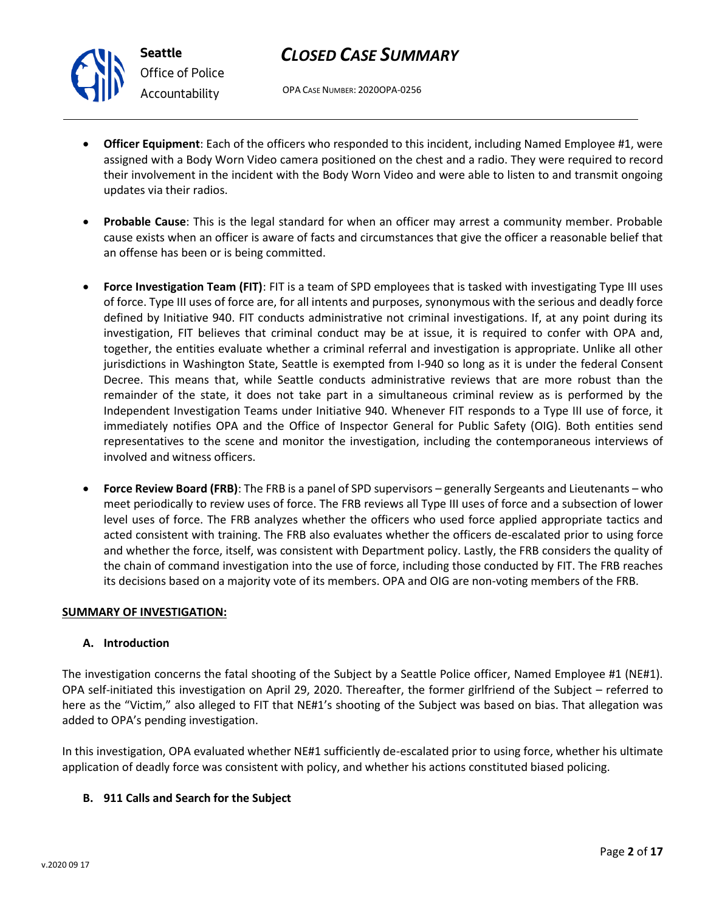- **Officer Equipment**: Each of the officers who responded to this incident, including Named Employee #1, were assigned with a Body Worn Video camera positioned on the chest and a radio. They were required to record their involvement in the incident with the Body Worn Video and were able to listen to and transmit ongoing updates via their radios.

- **Probable Cause**: This is the legal standard for when an officer may arrest a community member. Probable cause exists when an officer is aware of facts and circumstances that give the officer a reasonable belief that an offense has been or is being committed.

- **Force Investigation Team (FIT)**: FIT is a team of SPD employees that is tasked with investigating Type III uses of force. Type III uses of force are, for all intents and purposes, synonymous with the serious and deadly force defined by Initiative 940. FIT conducts administrative not criminal investigations. If, at any point during its investigation, FIT believes that criminal conduct may be at issue, it is required to confer with OPA and, together, the entities evaluate whether a criminal referral and investigation is appropriate. Unlike all other jurisdictions in Washington State, Seattle is exempted from I-940 so long as it is under the federal Consent Decree. This means that, while Seattle conducts administrative reviews that are more robust than the remainder of the state, it does not take part in a simultaneous criminal review as is performed by the Independent Investigation Teams under Initiative 940. Whenever FIT responds to a Type III use of force, it immediately notifies OPA and the Office of Inspector General for Public Safety (OIG). Both entities send representatives to the scene and monitor the investigation, including the contemporaneous interviews of involved and witness officers.

- **Force Review Board (FRB)**: The FRB is a panel of SPD supervisors – generally Sergeants and Lieutenants – who meet periodically to review uses of force. The FRB reviews all Type III uses of force and a subsection of lower level uses of force. The FRB analyzes whether the officers who used force applied appropriate tactics and acted consistent with training. The FRB also evaluates whether the officers de-escalated prior to using force and whether the force, itself, was consistent with Department policy. Lastly, the FRB considers the quality of the chain of command investigation into the use of force, including those conducted by FIT. The FRB reaches its decisions based on a majority vote of its members. OPA and OIG are non-voting members of the FRB.

## SUMMARY OF INVESTIGATION:

### A. Introduction

The investigation concerns the fatal shooting of the Subject by a Seattle Police officer, Named Employee #1 (NE#1). OPA self-initiated this investigation on April 29, 2020. Thereafter, the former girlfriend of the Subject – referred to here as the "Victim," also alleged to FIT that NE#1's shooting of the Subject was based on bias. That allegation was added to OPA's pending investigation.

In this investigation, OPA evaluated whether NE#1 sufficiently de-escalated prior to using force, whether his ultimate application of deadly force was consistent with policy, and whether his actions constituted biased policing.

### B. 911 Calls and Search for the Subject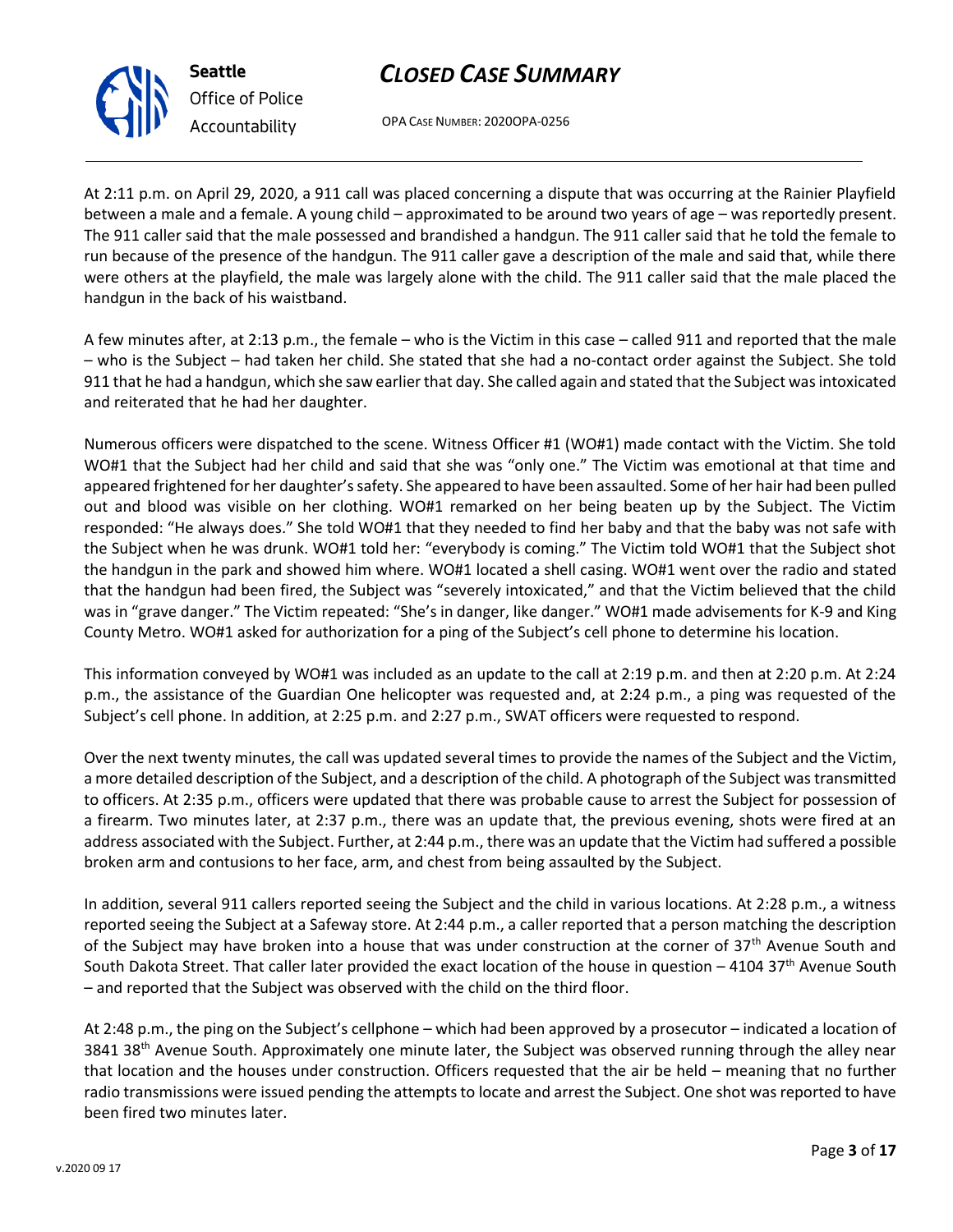At 2:11 p.m. on April 29, 2020, a 911 call was placed concerning a dispute that was occurring at the Rainier Playfield between a male and a female. A young child – approximated to be around two years of age – was reportedly present. The 911 caller said that the male possessed and brandished a handgun. The 911 caller said that he told the female to run because of the presence of the handgun. The 911 caller gave a description of the male and said that, while there were others at the playfield, the male was largely alone with the child. The 911 caller said that the male placed the handgun in the back of his waistband.

A few minutes after, at 2:13 p.m., the female – who is the Victim in this case – called 911 and reported that the male – who is the Subject – had taken her child. She stated that she had a no-contact order against the Subject. She told 911 that he had a handgun, which she saw earlier that day. She called again and stated that the Subject was intoxicated and reiterated that he had her daughter.

Numerous officers were dispatched to the scene. Witness Officer #1 (WO#1) made contact with the Victim. She told WO#1 that the Subject had her child and said that she was "only one." The Victim was emotional at that time and appeared frightened for her daughter's safety. She appeared to have been assaulted. Some of her hair had been pulled out and blood was visible on her clothing. WO#1 remarked on her being beaten up by the Subject. The Victim responded: "He always does." She told WO#1 that they needed to find her baby and that the baby was not safe with the Subject when he was drunk. WO#1 told her: "everybody is coming." The Victim told WO#1 that the Subject shot the handgun in the park and showed him where. WO#1 located a shell casing. WO#1 went over the radio and stated that the handgun had been fired, the Subject was "severely intoxicated," and that the Victim believed that the child was in "grave danger." The Victim repeated: "She's in danger, like danger." WO#1 made advisements for K-9 and King County Metro. WO#1 asked for authorization for a ping of the Subject's cell phone to determine his location.

This information conveyed by WO#1 was included as an update to the call at 2:19 p.m. and then at 2:20 p.m. At 2:24 p.m., the assistance of the Guardian One helicopter was requested and, at 2:24 p.m., a ping was requested of the Subject's cell phone. In addition, at 2:25 p.m. and 2:27 p.m., SWAT officers were requested to respond.

Over the next twenty minutes, the call was updated several times to provide the names of the Subject and the Victim, a more detailed description of the Subject, and a description of the child. A photograph of the Subject was transmitted to officers. At 2:35 p.m., officers were updated that there was probable cause to arrest the Subject for possession of a firearm. Two minutes later, at 2:37 p.m., there was an update that, the previous evening, shots were fired at an address associated with the Subject. Further, at 2:44 p.m., there was an update that the Victim had suffered a possible broken arm and contusions to her face, arm, and chest from being assaulted by the Subject.

In addition, several 911 callers reported seeing the Subject and the child in various locations. At 2:28 p.m., a witness reported seeing the Subject at a Safeway store. At 2:44 p.m., a caller reported that a person matching the description of the Subject may have broken into a house that was under construction at the corner of 37th Avenue South and South Dakota Street. That caller later provided the exact location of the house in question – 4104 37th Avenue South – and reported that the Subject was observed with the child on the third floor.

At 2:48 p.m., the ping on the Subject's cellphone – which had been approved by a prosecutor – indicated a location of 3841 38th Avenue South. Approximately one minute later, the Subject was observed running through the alley near that location and the houses under construction. Officers requested that the air be held – meaning that no further radio transmissions were issued pending the attempts to locate and arrest the Subject. One shot was reported to have been fired two minutes later.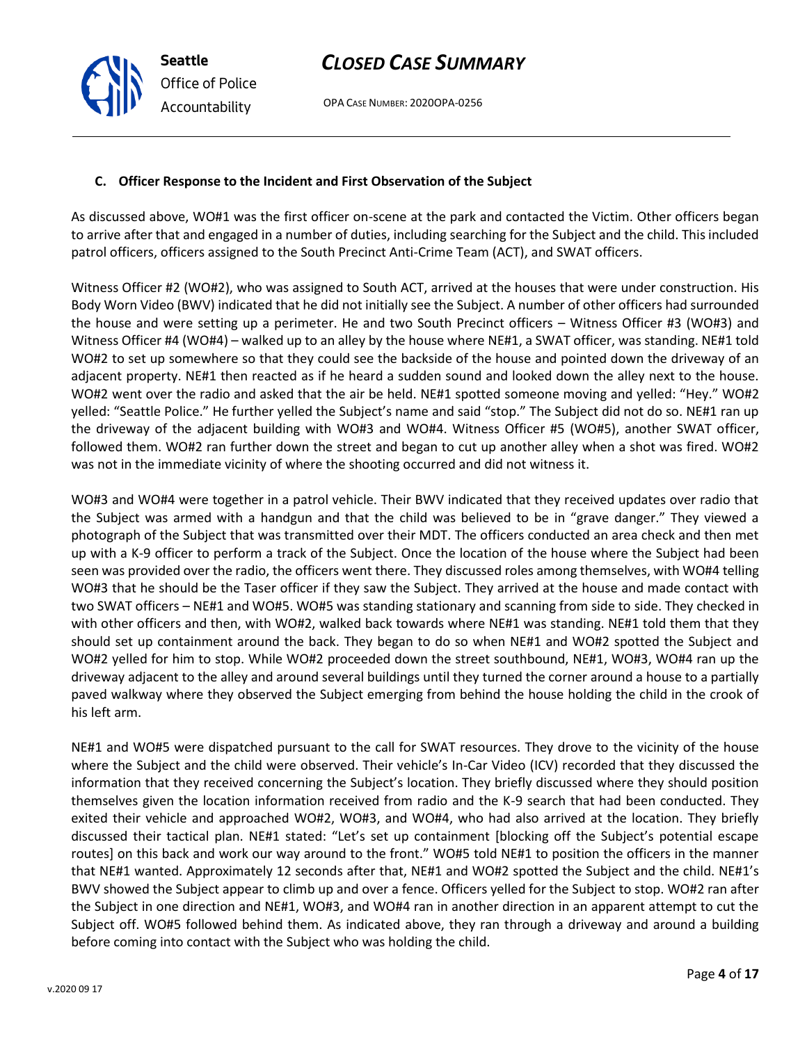### C. Officer Response to the Incident and First Observation of the Subject

As discussed above, WO#1 was the first officer on-scene at the park and contacted the Victim. Other officers began to arrive after that and engaged in a number of duties, including searching for the Subject and the child. This included patrol officers, officers assigned to the South Precinct Anti-Crime Team (ACT), and SWAT officers.

Witness Officer #2 (WO#2), who was assigned to South ACT, arrived at the houses that were under construction. His Body Worn Video (BWV) indicated that he did not initially see the Subject. A number of other officers had surrounded the house and were setting up a perimeter. He and two South Precinct officers – Witness Officer #3 (WO#3) and Witness Officer #4 (WO#4) – walked up to an alley by the house where NE#1, a SWAT officer, was standing. NE#1 told WO#2 to set up somewhere so that they could see the backside of the house and pointed down the driveway of an adjacent property. NE#1 then reacted as if he heard a sudden sound and looked down the alley next to the house. WO#2 went over the radio and asked that the air be held. NE#1 spotted someone moving and yelled: "Hey." WO#2 yelled: "Seattle Police." He further yelled the Subject's name and said "stop." The Subject did not do so. NE#1 ran up the driveway of the adjacent building with WO#3 and WO#4. Witness Officer #5 (WO#5), another SWAT officer, followed them. WO#2 ran further down the street and began to cut up another alley when a shot was fired. WO#2 was not in the immediate vicinity of where the shooting occurred and did not witness it.

WO#3 and WO#4 were together in a patrol vehicle. Their BWV indicated that they received updates over radio that the Subject was armed with a handgun and that the child was believed to be in "grave danger." They viewed a photograph of the Subject that was transmitted over their MDT. The officers conducted an area check and then met up with a K-9 officer to perform a track of the Subject. Once the location of the house where the Subject had been seen was provided over the radio, the officers went there. They discussed roles among themselves, with WO#4 telling WO#3 that he should be the Taser officer if they saw the Subject. They arrived at the house and made contact with two SWAT officers – NE#1 and WO#5. WO#5 was standing stationary and scanning from side to side. They checked in with other officers and then, with WO#2, walked back towards where NE#1 was standing. NE#1 told them that they should set up containment around the back. They began to do so when NE#1 and WO#2 spotted the Subject and WO#2 yelled for him to stop. While WO#2 proceeded down the street southbound, NE#1, WO#3, WO#4 ran up the driveway adjacent to the alley and around several buildings until they turned the corner around a house to a partially paved walkway where they observed the Subject emerging from behind the house holding the child in the crook of his left arm.

NE#1 and WO#5 were dispatched pursuant to the call for SWAT resources. They drove to the vicinity of the house where the Subject and the child were observed. Their vehicle's In-Car Video (ICV) recorded that they discussed the information that they received concerning the Subject's location. They briefly discussed where they should position themselves given the location information received from radio and the K-9 search that had been conducted. They exited their vehicle and approached WO#2, WO#3, and WO#4, who had also arrived at the location. They briefly discussed their tactical plan. NE#1 stated: "Let's set up containment [blocking off the Subject's potential escape routes] on this back and work our way around to the front." WO#5 told NE#1 to position the officers in the manner that NE#1 wanted. Approximately 12 seconds after that, NE#1 and WO#2 spotted the Subject and the child. NE#1's BWV showed the Subject appear to climb up and over a fence. Officers yelled for the Subject to stop. WO#2 ran after the Subject in one direction and NE#1, WO#3, and WO#4 ran in another direction in an apparent attempt to cut the Subject off. WO#5 followed behind them. As indicated above, they ran through a driveway and around a building before coming into contact with the Subject who was holding the child.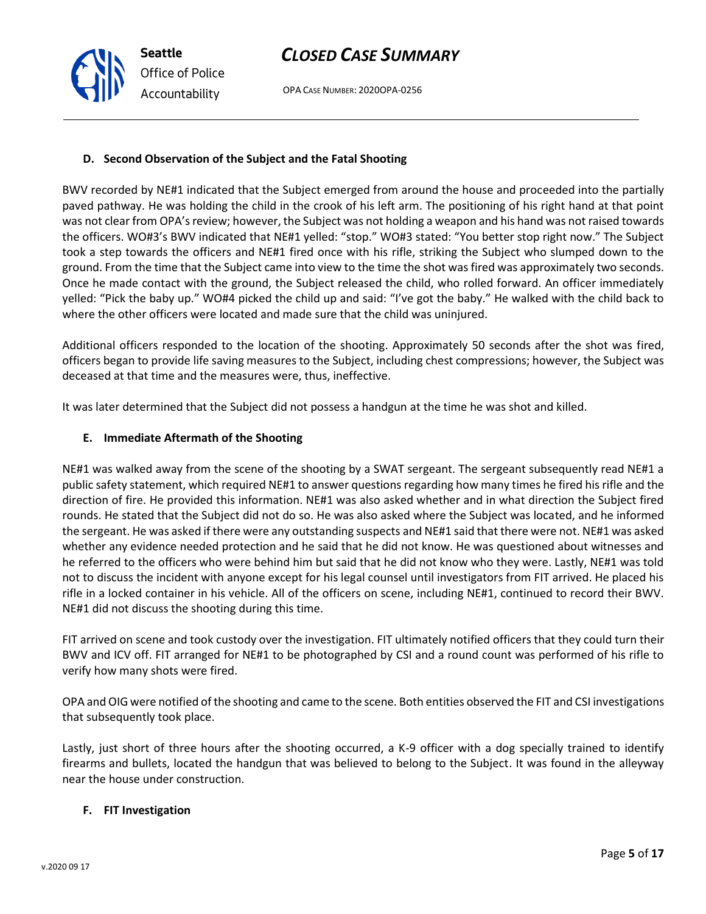### D. Second Observation of the Subject and the Fatal Shooting

BWV recorded by NE#1 indicated that the Subject emerged from around the house and proceeded into the partially paved pathway. He was holding the child in the crook of his left arm. The positioning of his right hand at that point was not clear from OPA's review; however, the Subject was not holding a weapon and his hand was not raised towards the officers. WO#3's BWV indicated that NE#1 yelled: "stop." WO#3 stated: "You better stop right now." The Subject took a step towards the officers and NE#1 fired once with his rifle, striking the Subject who slumped down to the ground. From the time that the Subject came into view to the time the shot was fired was approximately two seconds. Once he made contact with the ground, the Subject released the child, who rolled forward. An officer immediately yelled: "Pick the baby up." WO#4 picked the child up and said: "I've got the baby." He walked with the child back to where the other officers were located and made sure that the child was uninjured.

Additional officers responded to the location of the shooting. Approximately 50 seconds after the shot was fired, officers began to provide life saving measures to the Subject, including chest compressions; however, the Subject was deceased at that time and the measures were, thus, ineffective.

It was later determined that the Subject did not possess a handgun at the time he was shot and killed.

### E. Immediate Aftermath of the Shooting

NE#1 was walked away from the scene of the shooting by a SWAT sergeant. The sergeant subsequently read NE#1 a public safety statement, which required NE#1 to answer questions regarding how many times he fired his rifle and the direction of fire. He provided this information. NE#1 was also asked whether and in what direction the Subject fired rounds. He stated that the Subject did not do so. He was also asked where the Subject was located, and he informed the sergeant. He was asked if there were any outstanding suspects and NE#1 said that there were not. NE#1 was asked whether any evidence needed protection and he said that he did not know. He was questioned about witnesses and he referred to the officers who were behind him but said that he did not know who they were. Lastly, NE#1 was told not to discuss the incident with anyone except for his legal counsel until investigators from FIT arrived. He placed his rifle in a locked container in his vehicle. All of the officers on scene, including NE#1, continued to record their BWV. NE#1 did not discuss the shooting during this time.

FIT arrived on scene and took custody over the investigation. FIT ultimately notified officers that they could turn their BWV and ICV off. FIT arranged for NE#1 to be photographed by CSI and a round count was performed of his rifle to verify how many shots were fired.

OPA and OIG were notified of the shooting and came to the scene. Both entities observed the FIT and CSI investigations that subsequently took place.

Lastly, just short of three hours after the shooting occurred, a K-9 officer with a dog specially trained to identify firearms and bullets, located the handgun that was believed to belong to the Subject. It was found in the alleyway near the house under construction.

### F. FIT Investigation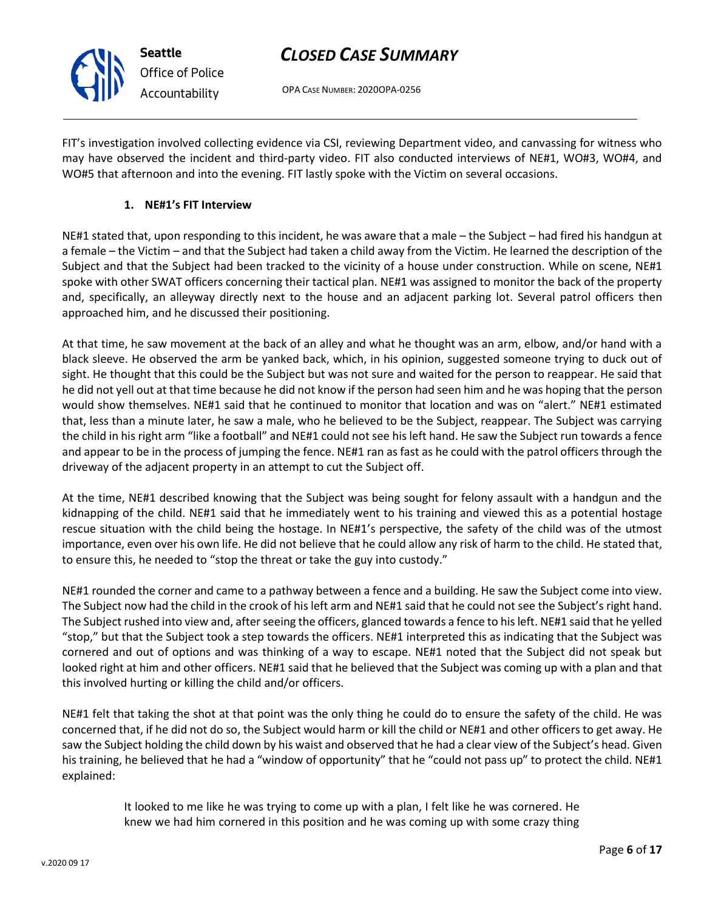FIT's investigation involved collecting evidence via CSI, reviewing Department video, and canvassing for witness who may have observed the incident and third-party video. FIT also conducted interviews of NE#1, WO#3, WO#4, and WO#5 that afternoon and into the evening. FIT lastly spoke with the Victim on several occasions.

**1. NE#1's FIT Interview**

NE#1 stated that, upon responding to this incident, he was aware that a male – the Subject – had fired his handgun at a female – the Victim – and that the Subject had taken a child away from the Victim. He learned the description of the Subject and that the Subject had been tracked to the vicinity of a house under construction. While on scene, NE#1 spoke with other SWAT officers concerning their tactical plan. NE#1 was assigned to monitor the back of the property and, specifically, an alleyway directly next to the house and an adjacent parking lot. Several patrol officers then approached him, and he discussed their positioning.

At that time, he saw movement at the back of an alley and what he thought was an arm, elbow, and/or hand with a black sleeve. He observed the arm be yanked back, which, in his opinion, suggested someone trying to duck out of sight. He thought that this could be the Subject but was not sure and waited for the person to reappear. He said that he did not yell out at that time because he did not know if the person had seen him and he was hoping that the person would show themselves. NE#1 said that he continued to monitor that location and was on "alert." NE#1 estimated that, less than a minute later, he saw a male, who he believed to be the Subject, reappear. The Subject was carrying the child in his right arm "like a football" and NE#1 could not see his left hand. He saw the Subject run towards a fence and appear to be in the process of jumping the fence. NE#1 ran as fast as he could with the patrol officers through the driveway of the adjacent property in an attempt to cut the Subject off.

At the time, NE#1 described knowing that the Subject was being sought for felony assault with a handgun and the kidnapping of the child. NE#1 said that he immediately went to his training and viewed this as a potential hostage rescue situation with the child being the hostage. In NE#1's perspective, the safety of the child was of the utmost importance, even over his own life. He did not believe that he could allow any risk of harm to the child. He stated that, to ensure this, he needed to "stop the threat or take the guy into custody."

NE#1 rounded the corner and came to a pathway between a fence and a building. He saw the Subject come into view. The Subject now had the child in the crook of his left arm and NE#1 said that he could not see the Subject's right hand. The Subject rushed into view and, after seeing the officers, glanced towards a fence to his left. NE#1 said that he yelled "stop," but that the Subject took a step towards the officers. NE#1 interpreted this as indicating that the Subject was cornered and out of options and was thinking of a way to escape. NE#1 noted that the Subject did not speak but looked right at him and other officers. NE#1 said that he believed that the Subject was coming up with a plan and that this involved hurting or killing the child and/or officers.

NE#1 felt that taking the shot at that point was the only thing he could do to ensure the safety of the child. He was concerned that, if he did not do so, the Subject would harm or kill the child or NE#1 and other officers to get away. He saw the Subject holding the child down by his waist and observed that he had a clear view of the Subject's head. Given his training, he believed that he had a "window of opportunity" that he "could not pass up" to protect the child. NE#1 explained:

> It looked to me like he was trying to come up with a plan, I felt like he was cornered. He knew we had him cornered in this position and he was coming up with some crazy thing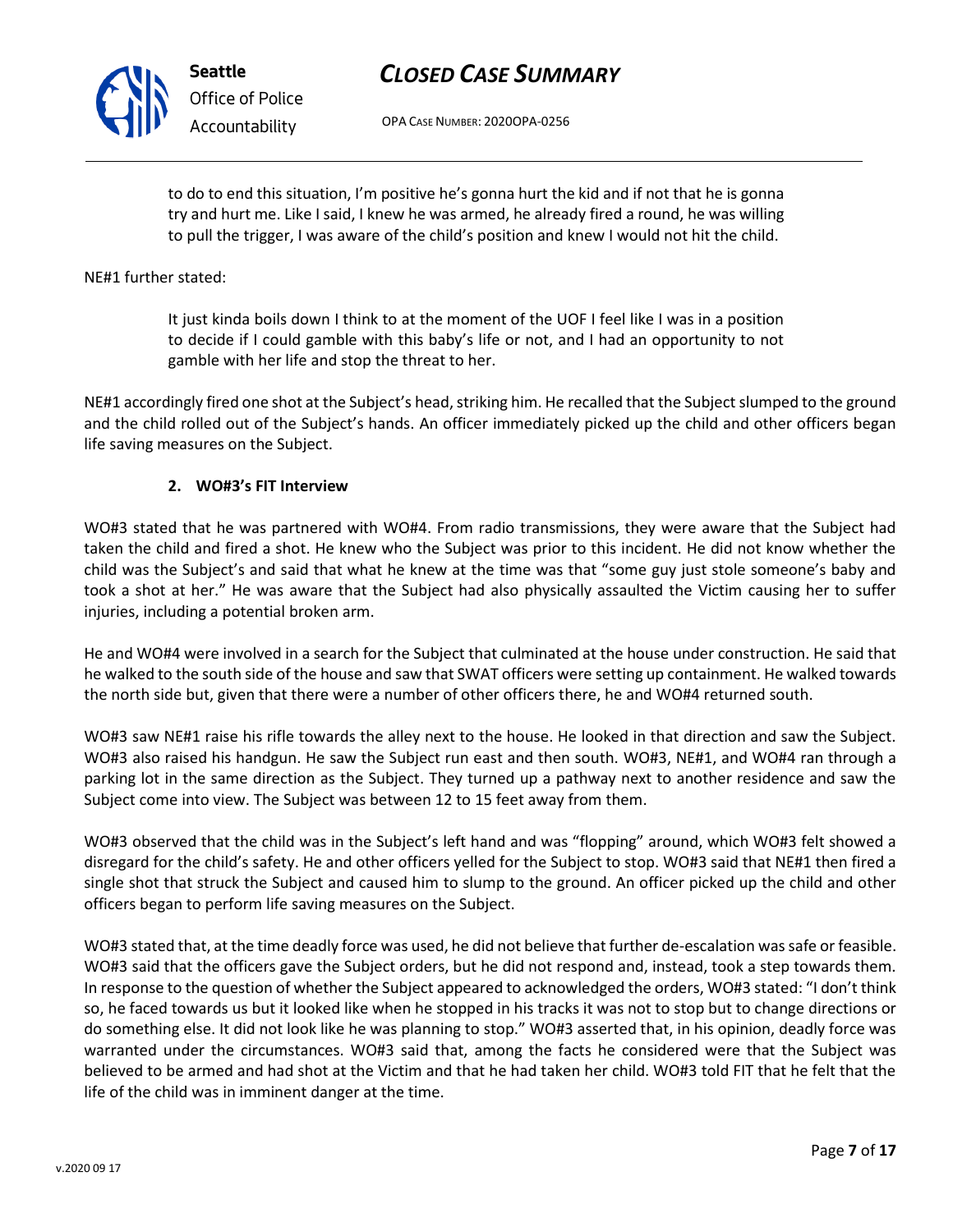> to do to end this situation, I'm positive he's gonna hurt the kid and if not that he is gonna try and hurt me. Like I said, I knew he was armed, he already fired a round, he was willing to pull the trigger, I was aware of the child's position and knew I would not hit the child.

NE#1 further stated:

> It just kinda boils down I think to at the moment of the UOF I feel like I was in a position to decide if I could gamble with this baby's life or not, and I had an opportunity to not gamble with her life and stop the threat to her.

NE#1 accordingly fired one shot at the Subject's head, striking him. He recalled that the Subject slumped to the ground and the child rolled out of the Subject's hands. An officer immediately picked up the child and other officers began life saving measures on the Subject.

### 2. WO#3's FIT Interview

WO#3 stated that he was partnered with WO#4. From radio transmissions, they were aware that the Subject had taken the child and fired a shot. He knew who the Subject was prior to this incident. He did not know whether the child was the Subject's and said that what he knew at the time was that "some guy just stole someone's baby and took a shot at her." He was aware that the Subject had also physically assaulted the Victim causing her to suffer injuries, including a potential broken arm.

He and WO#4 were involved in a search for the Subject that culminated at the house under construction. He said that he walked to the south side of the house and saw that SWAT officers were setting up containment. He walked towards the north side but, given that there were a number of other officers there, he and WO#4 returned south.

WO#3 saw NE#1 raise his rifle towards the alley next to the house. He looked in that direction and saw the Subject. WO#3 also raised his handgun. He saw the Subject run east and then south. WO#3, NE#1, and WO#4 ran through a parking lot in the same direction as the Subject. They turned up a pathway next to another residence and saw the Subject come into view. The Subject was between 12 to 15 feet away from them.

WO#3 observed that the child was in the Subject's left hand and was "flopping" around, which WO#3 felt showed a disregard for the child's safety. He and other officers yelled for the Subject to stop. WO#3 said that NE#1 then fired a single shot that struck the Subject and caused him to slump to the ground. An officer picked up the child and other officers began to perform life saving measures on the Subject.

WO#3 stated that, at the time deadly force was used, he did not believe that further de-escalation was safe or feasible. WO#3 said that the officers gave the Subject orders, but he did not respond and, instead, took a step towards them. In response to the question of whether the Subject appeared to acknowledged the orders, WO#3 stated: "I don't think so, he faced towards us but it looked like when he stopped in his tracks it was not to stop but to change directions or do something else. It did not look like he was planning to stop." WO#3 asserted that, in his opinion, deadly force was warranted under the circumstances. WO#3 said that, among the facts he considered were that the Subject was believed to be armed and had shot at the Victim and that he had taken her child. WO#3 told FIT that he felt that the life of the child was in imminent danger at the time.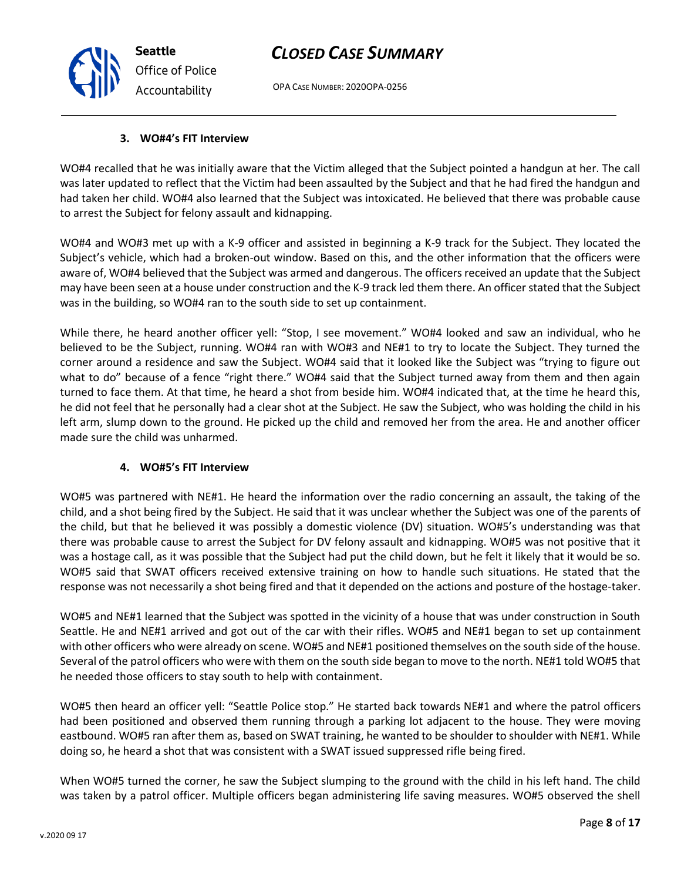### 3. WO#4's FIT Interview

WO#4 recalled that he was initially aware that the Victim alleged that the Subject pointed a handgun at her. The call was later updated to reflect that the Victim had been assaulted by the Subject and that he had fired the handgun and had taken her child. WO#4 also learned that the Subject was intoxicated. He believed that there was probable cause to arrest the Subject for felony assault and kidnapping.

WO#4 and WO#3 met up with a K-9 officer and assisted in beginning a K-9 track for the Subject. They located the Subject's vehicle, which had a broken-out window. Based on this, and the other information that the officers were aware of, WO#4 believed that the Subject was armed and dangerous. The officers received an update that the Subject may have been seen at a house under construction and the K-9 track led them there. An officer stated that the Subject was in the building, so WO#4 ran to the south side to set up containment.

While there, he heard another officer yell: "Stop, I see movement." WO#4 looked and saw an individual, who he believed to be the Subject, running. WO#4 ran with WO#3 and NE#1 to try to locate the Subject. They turned the corner around a residence and saw the Subject. WO#4 said that it looked like the Subject was "trying to figure out what to do" because of a fence "right there." WO#4 said that the Subject turned away from them and then again turned to face them. At that time, he heard a shot from beside him. WO#4 indicated that, at the time he heard this, he did not feel that he personally had a clear shot at the Subject. He saw the Subject, who was holding the child in his left arm, slump down to the ground. He picked up the child and removed her from the area. He and another officer made sure the child was unharmed.

### 4. WO#5's FIT Interview

WO#5 was partnered with NE#1. He heard the information over the radio concerning an assault, the taking of the child, and a shot being fired by the Subject. He said that it was unclear whether the Subject was one of the parents of the child, but that he believed it was possibly a domestic violence (DV) situation. WO#5's understanding was that there was probable cause to arrest the Subject for DV felony assault and kidnapping. WO#5 was not positive that it was a hostage call, as it was possible that the Subject had put the child down, but he felt it likely that it would be so. WO#5 said that SWAT officers received extensive training on how to handle such situations. He stated that the response was not necessarily a shot being fired and that it depended on the actions and posture of the hostage-taker.

WO#5 and NE#1 learned that the Subject was spotted in the vicinity of a house that was under construction in South Seattle. He and NE#1 arrived and got out of the car with their rifles. WO#5 and NE#1 began to set up containment with other officers who were already on scene. WO#5 and NE#1 positioned themselves on the south side of the house. Several of the patrol officers who were with them on the south side began to move to the north. NE#1 told WO#5 that he needed those officers to stay south to help with containment.

WO#5 then heard an officer yell: "Seattle Police stop." He started back towards NE#1 and where the patrol officers had been positioned and observed them running through a parking lot adjacent to the house. They were moving eastbound. WO#5 ran after them as, based on SWAT training, he wanted to be shoulder to shoulder with NE#1. While doing so, he heard a shot that was consistent with a SWAT issued suppressed rifle being fired.

When WO#5 turned the corner, he saw the Subject slumping to the ground with the child in his left hand. The child was taken by a patrol officer. Multiple officers began administering life saving measures. WO#5 observed the shell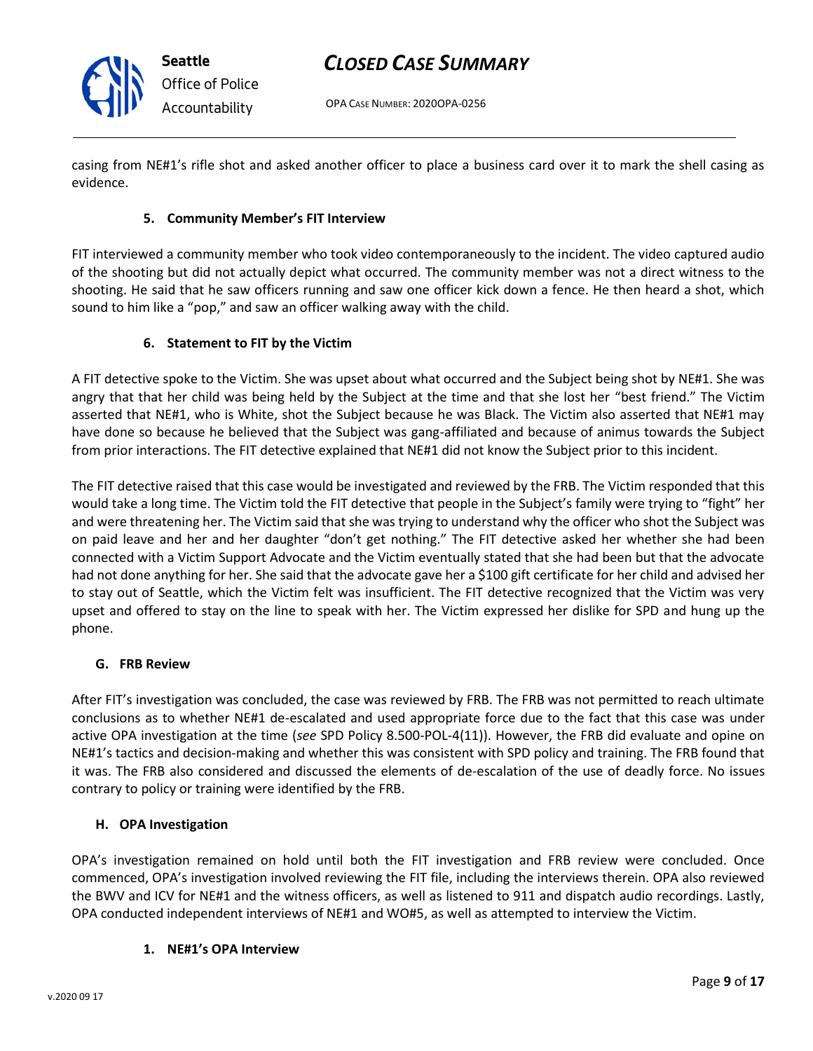casing from NE#1's rifle shot and asked another officer to place a business card over it to mark the shell casing as evidence.

#### 5. Community Member's FIT Interview

FIT interviewed a community member who took video contemporaneously to the incident. The video captured audio of the shooting but did not actually depict what occurred. The community member was not a direct witness to the shooting. He said that he saw officers running and saw one officer kick down a fence. He then heard a shot, which sound to him like a "pop," and saw an officer walking away with the child.

#### 6. Statement to FIT by the Victim

A FIT detective spoke to the Victim. She was upset about what occurred and the Subject being shot by NE#1. She was angry that that her child was being held by the Subject at the time and that she lost her "best friend." The Victim asserted that NE#1, who is White, shot the Subject because he was Black. The Victim also asserted that NE#1 may have done so because he believed that the Subject was gang-affiliated and because of animus towards the Subject from prior interactions. The FIT detective explained that NE#1 did not know the Subject prior to this incident.

The FIT detective raised that this case would be investigated and reviewed by the FRB. The Victim responded that this would take a long time. The Victim told the FIT detective that people in the Subject's family were trying to "fight" her and were threatening her. The Victim said that she was trying to understand why the officer who shot the Subject was on paid leave and her and her daughter "don't get nothing." The FIT detective asked her whether she had been connected with a Victim Support Advocate and the Victim eventually stated that she had been but that the advocate had not done anything for her. She said that the advocate gave her a $100 gift certificate for her child and advised her to stay out of Seattle, which the Victim felt was insufficient. The FIT detective recognized that the Victim was very upset and offered to stay on the line to speak with her. The Victim expressed her dislike for SPD and hung up the phone.

### G. FRB Review

After FIT's investigation was concluded, the case was reviewed by FRB. The FRB was not permitted to reach ultimate conclusions as to whether NE#1 de-escalated and used appropriate force due to the fact that this case was under active OPA investigation at the time (*see* SPD Policy 8.500-POL-4(11)). However, the FRB did evaluate and opine on NE#1's tactics and decision-making and whether this was consistent with SPD policy and training. The FRB found that it was. The FRB also considered and discussed the elements of de-escalation of the use of deadly force. No issues contrary to policy or training were identified by the FRB.

### H. OPA Investigation

OPA's investigation remained on hold until both the FIT investigation and FRB review were concluded. Once commenced, OPA's investigation involved reviewing the FIT file, including the interviews therein. OPA also reviewed the BWV and ICV for NE#1 and the witness officers, as well as listened to 911 and dispatch audio recordings. Lastly, OPA conducted independent interviews of NE#1 and WO#5, as well as attempted to interview the Victim.

#### 1. NE#1's OPA Interview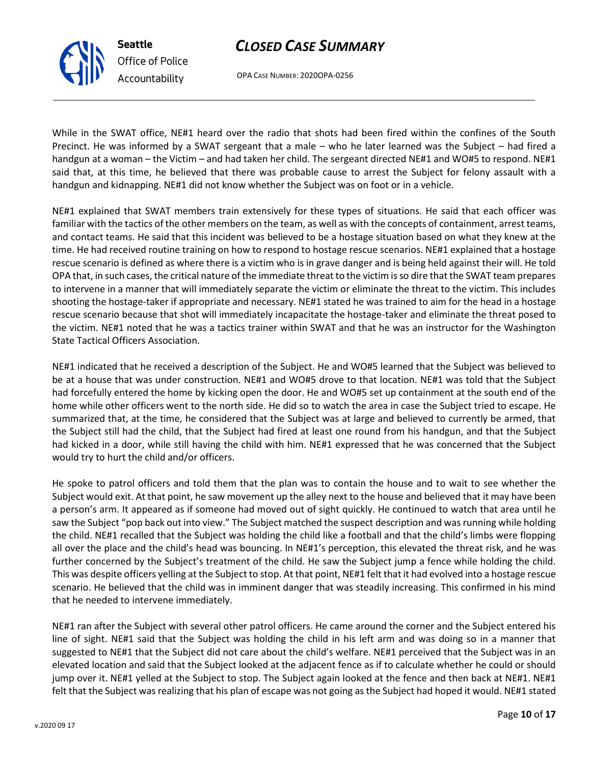While in the SWAT office, NE#1 heard over the radio that shots had been fired within the confines of the South Precinct. He was informed by a SWAT sergeant that a male – who he later learned was the Subject – had fired a handgun at a woman – the Victim – and had taken her child. The sergeant directed NE#1 and WO#5 to respond. NE#1 said that, at this time, he believed that there was probable cause to arrest the Subject for felony assault with a handgun and kidnapping. NE#1 did not know whether the Subject was on foot or in a vehicle.

NE#1 explained that SWAT members train extensively for these types of situations. He said that each officer was familiar with the tactics of the other members on the team, as well as with the concepts of containment, arrest teams, and contact teams. He said that this incident was believed to be a hostage situation based on what they knew at the time. He had received routine training on how to respond to hostage rescue scenarios. NE#1 explained that a hostage rescue scenario is defined as where there is a victim who is in grave danger and is being held against their will. He told OPA that, in such cases, the critical nature of the immediate threat to the victim is so dire that the SWAT team prepares to intervene in a manner that will immediately separate the victim or eliminate the threat to the victim. This includes shooting the hostage-taker if appropriate and necessary. NE#1 stated he was trained to aim for the head in a hostage rescue scenario because that shot will immediately incapacitate the hostage-taker and eliminate the threat posed to the victim. NE#1 noted that he was a tactics trainer within SWAT and that he was an instructor for the Washington State Tactical Officers Association.

NE#1 indicated that he received a description of the Subject. He and WO#5 learned that the Subject was believed to be at a house that was under construction. NE#1 and WO#5 drove to that location. NE#1 was told that the Subject had forcefully entered the home by kicking open the door. He and WO#5 set up containment at the south end of the home while other officers went to the north side. He did so to watch the area in case the Subject tried to escape. He summarized that, at the time, he considered that the Subject was at large and believed to currently be armed, that the Subject still had the child, that the Subject had fired at least one round from his handgun, and that the Subject had kicked in a door, while still having the child with him. NE#1 expressed that he was concerned that the Subject would try to hurt the child and/or officers.

He spoke to patrol officers and told them that the plan was to contain the house and to wait to see whether the Subject would exit. At that point, he saw movement up the alley next to the house and believed that it may have been a person's arm. It appeared as if someone had moved out of sight quickly. He continued to watch that area until he saw the Subject "pop back out into view." The Subject matched the suspect description and was running while holding the child. NE#1 recalled that the Subject was holding the child like a football and that the child's limbs were flopping all over the place and the child's head was bouncing. In NE#1's perception, this elevated the threat risk, and he was further concerned by the Subject's treatment of the child. He saw the Subject jump a fence while holding the child. This was despite officers yelling at the Subject to stop. At that point, NE#1 felt that it had evolved into a hostage rescue scenario. He believed that the child was in imminent danger that was steadily increasing. This confirmed in his mind that he needed to intervene immediately.

NE#1 ran after the Subject with several other patrol officers. He came around the corner and the Subject entered his line of sight. NE#1 said that the Subject was holding the child in his left arm and was doing so in a manner that suggested to NE#1 that the Subject did not care about the child's welfare. NE#1 perceived that the Subject was in an elevated location and said that the Subject looked at the adjacent fence as if to calculate whether he could or should jump over it. NE#1 yelled at the Subject to stop. The Subject again looked at the fence and then back at NE#1. NE#1 felt that the Subject was realizing that his plan of escape was not going as the Subject had hoped it would. NE#1 stated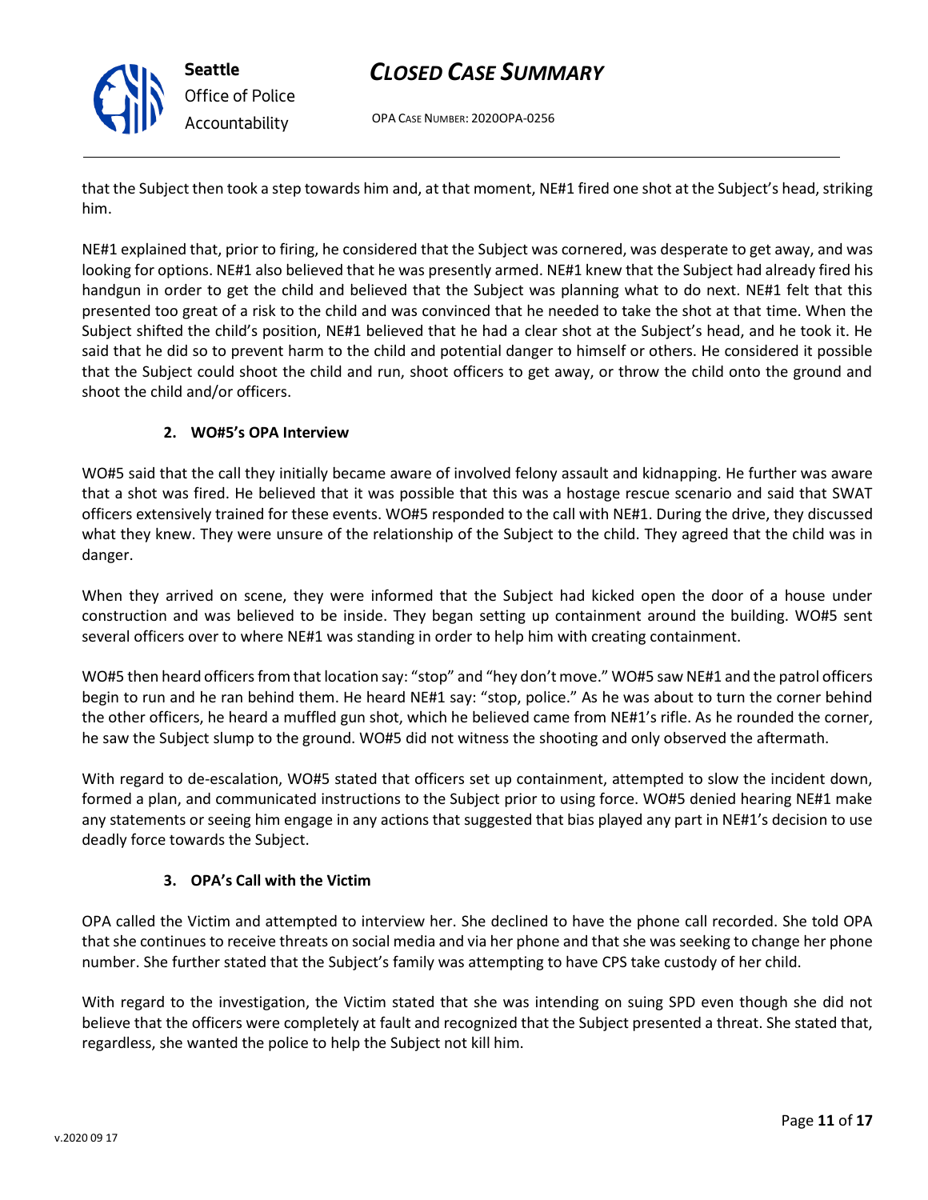that the Subject then took a step towards him and, at that moment, NE#1 fired one shot at the Subject's head, striking him.

NE#1 explained that, prior to firing, he considered that the Subject was cornered, was desperate to get away, and was looking for options. NE#1 also believed that he was presently armed. NE#1 knew that the Subject had already fired his handgun in order to get the child and believed that the Subject was planning what to do next. NE#1 felt that this presented too great of a risk to the child and was convinced that he needed to take the shot at that time. When the Subject shifted the child's position, NE#1 believed that he had a clear shot at the Subject's head, and he took it. He said that he did so to prevent harm to the child and potential danger to himself or others. He considered it possible that the Subject could shoot the child and run, shoot officers to get away, or throw the child onto the ground and shoot the child and/or officers.

#### 2. WO#5's OPA Interview

WO#5 said that the call they initially became aware of involved felony assault and kidnapping. He further was aware that a shot was fired. He believed that it was possible that this was a hostage rescue scenario and said that SWAT officers extensively trained for these events. WO#5 responded to the call with NE#1. During the drive, they discussed what they knew. They were unsure of the relationship of the Subject to the child. They agreed that the child was in danger.

When they arrived on scene, they were informed that the Subject had kicked open the door of a house under construction and was believed to be inside. They began setting up containment around the building. WO#5 sent several officers over to where NE#1 was standing in order to help him with creating containment.

WO#5 then heard officers from that location say: "stop" and "hey don't move." WO#5 saw NE#1 and the patrol officers begin to run and he ran behind them. He heard NE#1 say: "stop, police." As he was about to turn the corner behind the other officers, he heard a muffled gun shot, which he believed came from NE#1's rifle. As he rounded the corner, he saw the Subject slump to the ground. WO#5 did not witness the shooting and only observed the aftermath.

With regard to de-escalation, WO#5 stated that officers set up containment, attempted to slow the incident down, formed a plan, and communicated instructions to the Subject prior to using force. WO#5 denied hearing NE#1 make any statements or seeing him engage in any actions that suggested that bias played any part in NE#1's decision to use deadly force towards the Subject.

#### 3. OPA's Call with the Victim

OPA called the Victim and attempted to interview her. She declined to have the phone call recorded. She told OPA that she continues to receive threats on social media and via her phone and that she was seeking to change her phone number. She further stated that the Subject's family was attempting to have CPS take custody of her child.

With regard to the investigation, the Victim stated that she was intending on suing SPD even though she did not believe that the officers were completely at fault and recognized that the Subject presented a threat. She stated that, regardless, she wanted the police to help the Subject not kill him.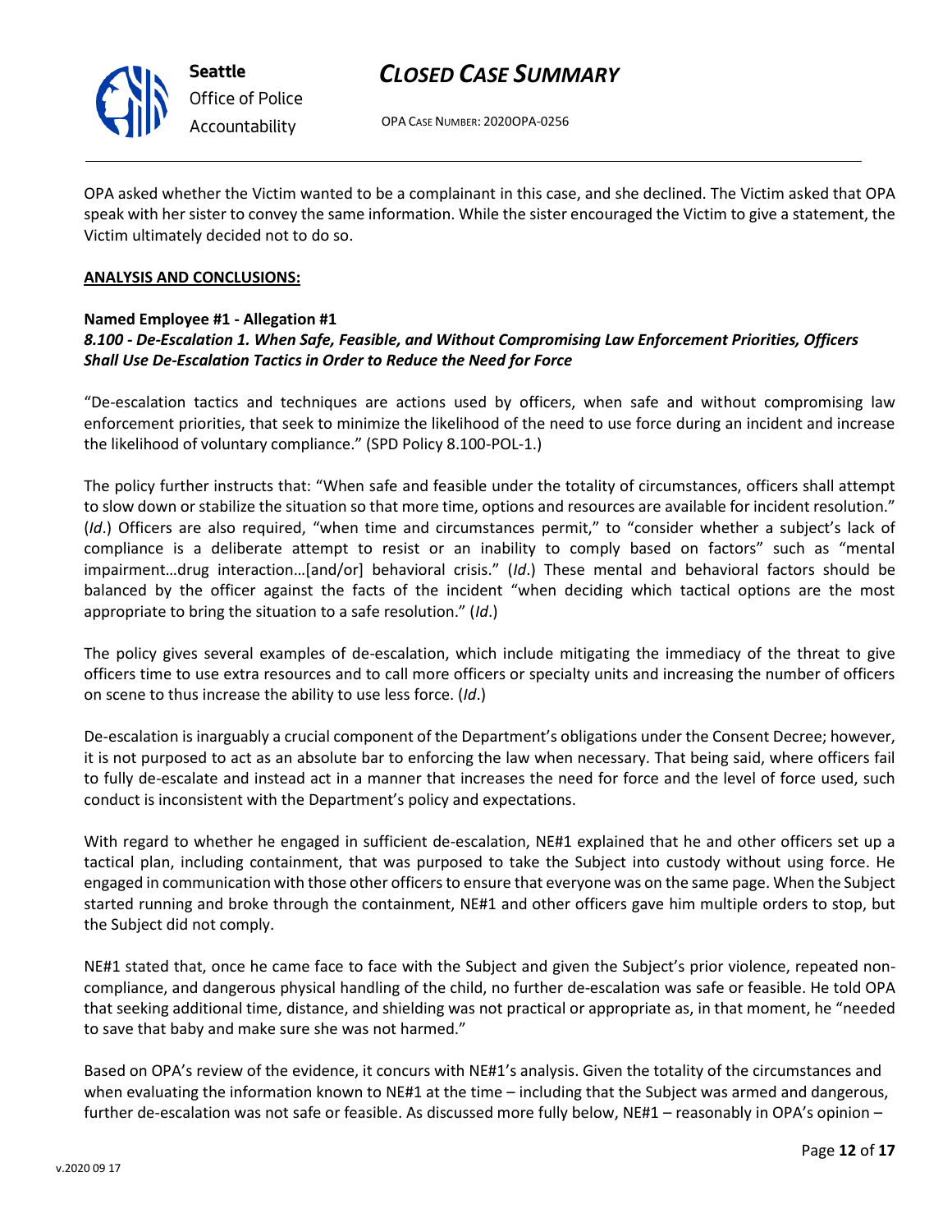OPA asked whether the Victim wanted to be a complainant in this case, and she declined. The Victim asked that OPA speak with her sister to convey the same information. While the sister encouraged the Victim to give a statement, the Victim ultimately decided not to do so.

**ANALYSIS AND CONCLUSIONS:**

**Named Employee #1 - Allegation #1**
***8.100 - De-Escalation 1. When Safe, Feasible, and Without Compromising Law Enforcement Priorities, Officers Shall Use De-Escalation Tactics in Order to Reduce the Need for Force***

"De-escalation tactics and techniques are actions used by officers, when safe and without compromising law enforcement priorities, that seek to minimize the likelihood of the need to use force during an incident and increase the likelihood of voluntary compliance." (SPD Policy 8.100-POL-1.)

The policy further instructs that: "When safe and feasible under the totality of circumstances, officers shall attempt to slow down or stabilize the situation so that more time, options and resources are available for incident resolution." (*Id*.) Officers are also required, "when time and circumstances permit," to "consider whether a subject's lack of compliance is a deliberate attempt to resist or an inability to comply based on factors" such as "mental impairment…drug interaction…[and/or] behavioral crisis." (*Id*.) These mental and behavioral factors should be balanced by the officer against the facts of the incident "when deciding which tactical options are the most appropriate to bring the situation to a safe resolution." (*Id*.)

The policy gives several examples of de-escalation, which include mitigating the immediacy of the threat to give officers time to use extra resources and to call more officers or specialty units and increasing the number of officers on scene to thus increase the ability to use less force. (*Id*.)

De-escalation is inarguably a crucial component of the Department's obligations under the Consent Decree; however, it is not purposed to act as an absolute bar to enforcing the law when necessary. That being said, where officers fail to fully de-escalate and instead act in a manner that increases the need for force and the level of force used, such conduct is inconsistent with the Department's policy and expectations.

With regard to whether he engaged in sufficient de-escalation, NE#1 explained that he and other officers set up a tactical plan, including containment, that was purposed to take the Subject into custody without using force. He engaged in communication with those other officers to ensure that everyone was on the same page. When the Subject started running and broke through the containment, NE#1 and other officers gave him multiple orders to stop, but the Subject did not comply.

NE#1 stated that, once he came face to face with the Subject and given the Subject's prior violence, repeated non-compliance, and dangerous physical handling of the child, no further de-escalation was safe or feasible. He told OPA that seeking additional time, distance, and shielding was not practical or appropriate as, in that moment, he "needed to save that baby and make sure she was not harmed."

Based on OPA's review of the evidence, it concurs with NE#1's analysis. Given the totality of the circumstances and when evaluating the information known to NE#1 at the time – including that the Subject was armed and dangerous, further de-escalation was not safe or feasible. As discussed more fully below, NE#1 – reasonably in OPA's opinion –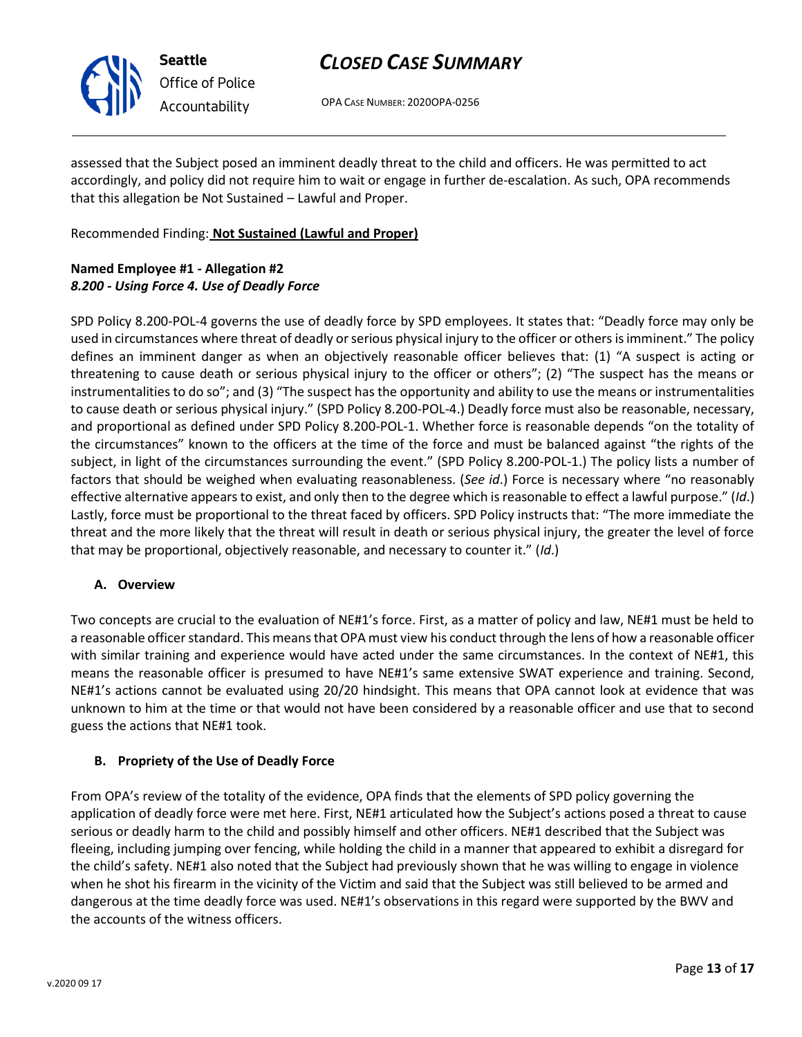assessed that the Subject posed an imminent deadly threat to the child and officers. He was permitted to act accordingly, and policy did not require him to wait or engage in further de-escalation. As such, OPA recommends that this allegation be Not Sustained – Lawful and Proper.

Recommended Finding: **Not Sustained (Lawful and Proper)**

**Named Employee #1 - Allegation #2**
***8.200 - Using Force 4. Use of Deadly Force***

SPD Policy 8.200-POL-4 governs the use of deadly force by SPD employees. It states that: "Deadly force may only be used in circumstances where threat of deadly or serious physical injury to the officer or others is imminent." The policy defines an imminent danger as when an objectively reasonable officer believes that: (1) "A suspect is acting or threatening to cause death or serious physical injury to the officer or others"; (2) "The suspect has the means or instrumentalities to do so"; and (3) "The suspect has the opportunity and ability to use the means or instrumentalities to cause death or serious physical injury." (SPD Policy 8.200-POL-4.) Deadly force must also be reasonable, necessary, and proportional as defined under SPD Policy 8.200-POL-1. Whether force is reasonable depends "on the totality of the circumstances" known to the officers at the time of the force and must be balanced against "the rights of the subject, in light of the circumstances surrounding the event." (SPD Policy 8.200-POL-1.) The policy lists a number of factors that should be weighed when evaluating reasonableness. (*See id*.) Force is necessary where "no reasonably effective alternative appears to exist, and only then to the degree which is reasonable to effect a lawful purpose." (*Id*.) Lastly, force must be proportional to the threat faced by officers. SPD Policy instructs that: "The more immediate the threat and the more likely that the threat will result in death or serious physical injury, the greater the level of force that may be proportional, objectively reasonable, and necessary to counter it." (*Id*.)

**A. Overview**

Two concepts are crucial to the evaluation of NE#1's force. First, as a matter of policy and law, NE#1 must be held to a reasonable officer standard. This means that OPA must view his conduct through the lens of how a reasonable officer with similar training and experience would have acted under the same circumstances. In the context of NE#1, this means the reasonable officer is presumed to have NE#1's same extensive SWAT experience and training. Second, NE#1's actions cannot be evaluated using 20/20 hindsight. This means that OPA cannot look at evidence that was unknown to him at the time or that would not have been considered by a reasonable officer and use that to second guess the actions that NE#1 took.

**B. Propriety of the Use of Deadly Force**

From OPA's review of the totality of the evidence, OPA finds that the elements of SPD policy governing the application of deadly force were met here. First, NE#1 articulated how the Subject's actions posed a threat to cause serious or deadly harm to the child and possibly himself and other officers. NE#1 described that the Subject was fleeing, including jumping over fencing, while holding the child in a manner that appeared to exhibit a disregard for the child's safety. NE#1 also noted that the Subject had previously shown that he was willing to engage in violence when he shot his firearm in the vicinity of the Victim and said that the Subject was still believed to be armed and dangerous at the time deadly force was used. NE#1's observations in this regard were supported by the BWV and the accounts of the witness officers.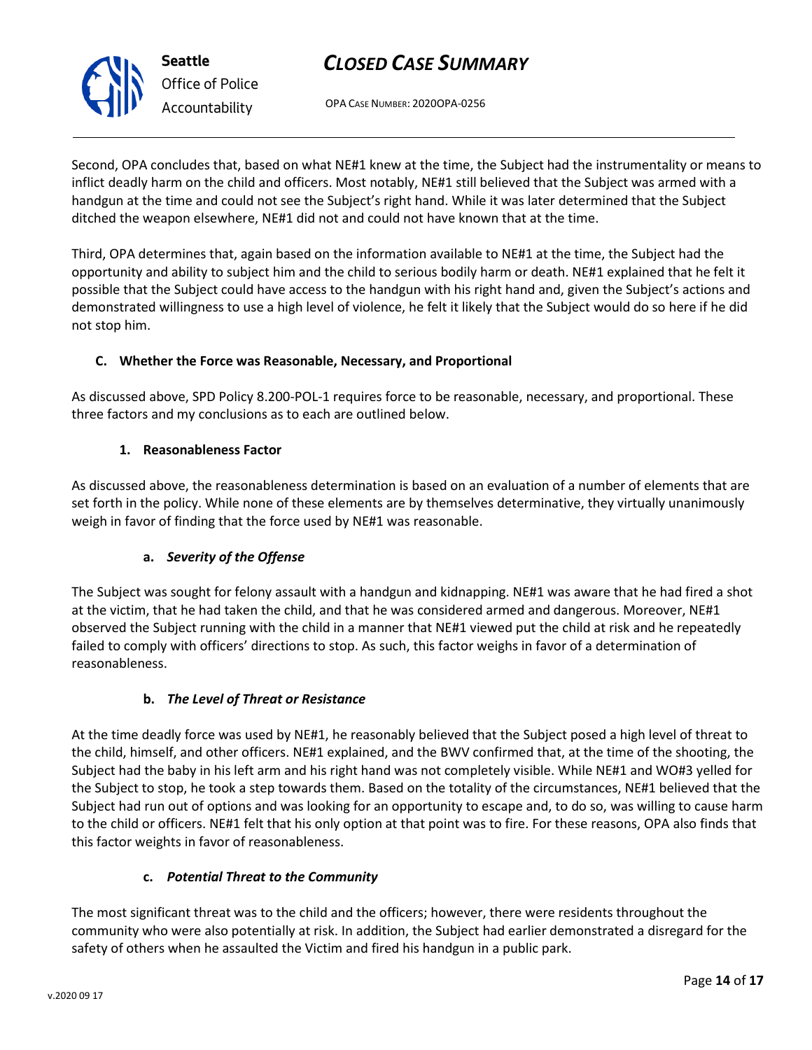Second, OPA concludes that, based on what NE#1 knew at the time, the Subject had the instrumentality or means to inflict deadly harm on the child and officers. Most notably, NE#1 still believed that the Subject was armed with a handgun at the time and could not see the Subject's right hand. While it was later determined that the Subject ditched the weapon elsewhere, NE#1 did not and could not have known that at the time.

Third, OPA determines that, again based on the information available to NE#1 at the time, the Subject had the opportunity and ability to subject him and the child to serious bodily harm or death. NE#1 explained that he felt it possible that the Subject could have access to the handgun with his right hand and, given the Subject's actions and demonstrated willingness to use a high level of violence, he felt it likely that the Subject would do so here if he did not stop him.

### C. Whether the Force was Reasonable, Necessary, and Proportional

As discussed above, SPD Policy 8.200-POL-1 requires force to be reasonable, necessary, and proportional. These three factors and my conclusions as to each are outlined below.

#### 1. Reasonableness Factor

As discussed above, the reasonableness determination is based on an evaluation of a number of elements that are set forth in the policy. While none of these elements are by themselves determinative, they virtually unanimously weigh in favor of finding that the force used by NE#1 was reasonable.

##### a. *Severity of the Offense*

The Subject was sought for felony assault with a handgun and kidnapping. NE#1 was aware that he had fired a shot at the victim, that he had taken the child, and that he was considered armed and dangerous. Moreover, NE#1 observed the Subject running with the child in a manner that NE#1 viewed put the child at risk and he repeatedly failed to comply with officers' directions to stop. As such, this factor weighs in favor of a determination of reasonableness.

##### b. *The Level of Threat or Resistance*

At the time deadly force was used by NE#1, he reasonably believed that the Subject posed a high level of threat to the child, himself, and other officers. NE#1 explained, and the BWV confirmed that, at the time of the shooting, the Subject had the baby in his left arm and his right hand was not completely visible. While NE#1 and WO#3 yelled for the Subject to stop, he took a step towards them. Based on the totality of the circumstances, NE#1 believed that the Subject had run out of options and was looking for an opportunity to escape and, to do so, was willing to cause harm to the child or officers. NE#1 felt that his only option at that point was to fire. For these reasons, OPA also finds that this factor weights in favor of reasonableness.

##### c. *Potential Threat to the Community*

The most significant threat was to the child and the officers; however, there were residents throughout the community who were also potentially at risk. In addition, the Subject had earlier demonstrated a disregard for the safety of others when he assaulted the Victim and fired his handgun in a public park.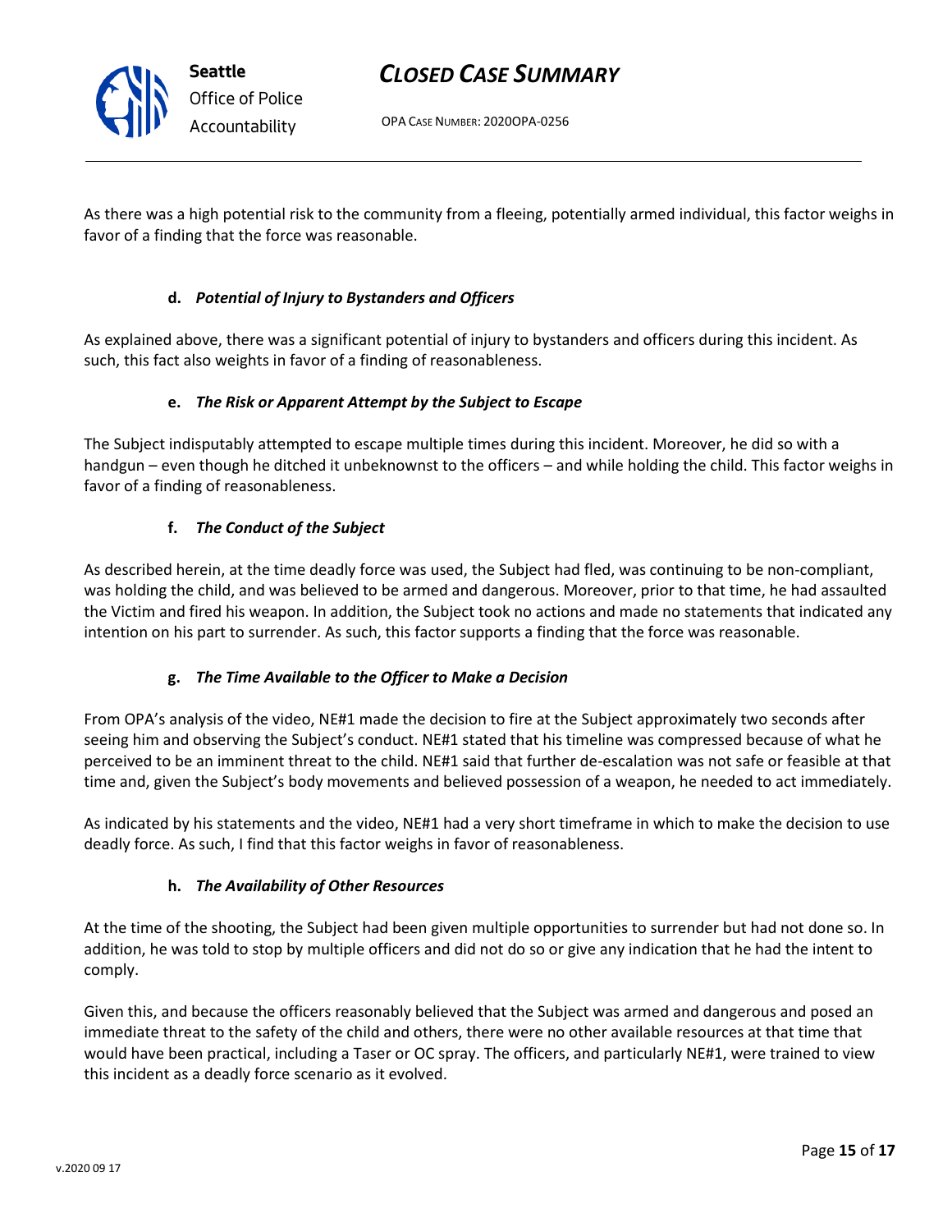As there was a high potential risk to the community from a fleeing, potentially armed individual, this factor weighs in favor of a finding that the force was reasonable.

#### d. *Potential of Injury to Bystanders and Officers*

As explained above, there was a significant potential of injury to bystanders and officers during this incident. As such, this fact also weights in favor of a finding of reasonableness.

#### e. *The Risk or Apparent Attempt by the Subject to Escape*

The Subject indisputably attempted to escape multiple times during this incident. Moreover, he did so with a handgun – even though he ditched it unbeknownst to the officers – and while holding the child. This factor weighs in favor of a finding of reasonableness.

#### f. *The Conduct of the Subject*

As described herein, at the time deadly force was used, the Subject had fled, was continuing to be non-compliant, was holding the child, and was believed to be armed and dangerous. Moreover, prior to that time, he had assaulted the Victim and fired his weapon. In addition, the Subject took no actions and made no statements that indicated any intention on his part to surrender. As such, this factor supports a finding that the force was reasonable.

#### g. *The Time Available to the Officer to Make a Decision*

From OPA's analysis of the video, NE#1 made the decision to fire at the Subject approximately two seconds after seeing him and observing the Subject's conduct. NE#1 stated that his timeline was compressed because of what he perceived to be an imminent threat to the child. NE#1 said that further de-escalation was not safe or feasible at that time and, given the Subject's body movements and believed possession of a weapon, he needed to act immediately.

As indicated by his statements and the video, NE#1 had a very short timeframe in which to make the decision to use deadly force. As such, I find that this factor weighs in favor of reasonableness.

#### h. *The Availability of Other Resources*

At the time of the shooting, the Subject had been given multiple opportunities to surrender but had not done so. In addition, he was told to stop by multiple officers and did not do so or give any indication that he had the intent to comply.

Given this, and because the officers reasonably believed that the Subject was armed and dangerous and posed an immediate threat to the safety of the child and others, there were no other available resources at that time that would have been practical, including a Taser or OC spray. The officers, and particularly NE#1, were trained to view this incident as a deadly force scenario as it evolved.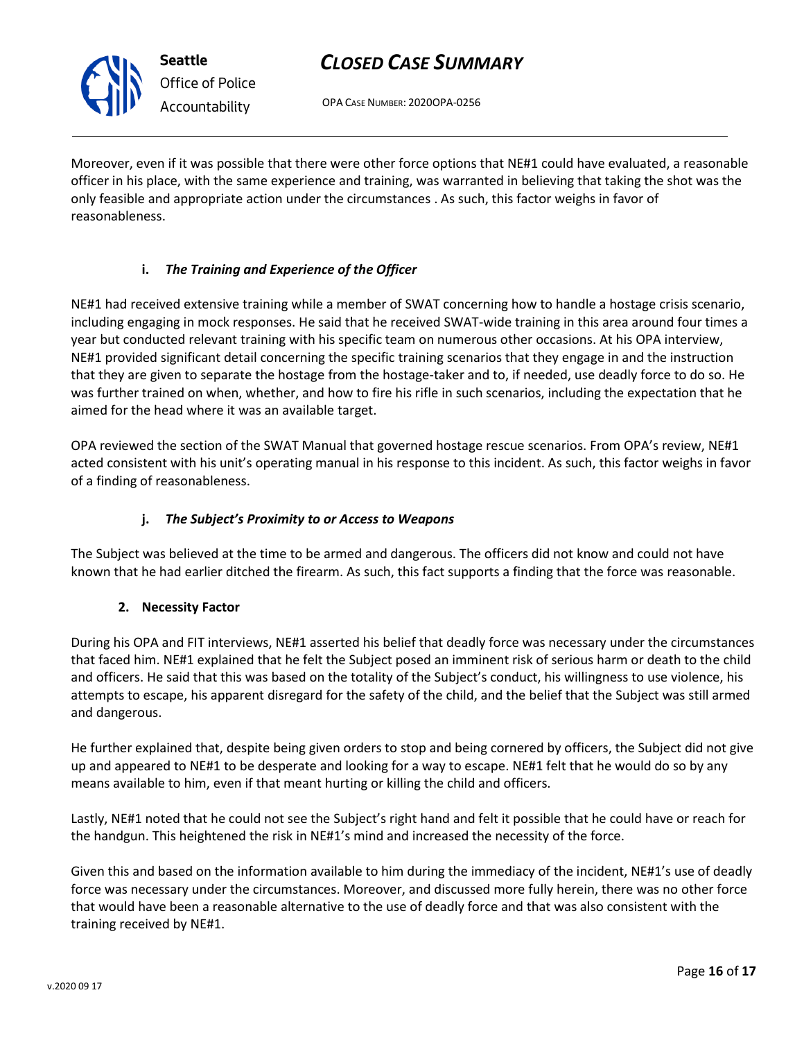Moreover, even if it was possible that there were other force options that NE#1 could have evaluated, a reasonable officer in his place, with the same experience and training, was warranted in believing that taking the shot was the only feasible and appropriate action under the circumstances . As such, this factor weighs in favor of reasonableness.

#### i. *The Training and Experience of the Officer*

NE#1 had received extensive training while a member of SWAT concerning how to handle a hostage crisis scenario, including engaging in mock responses. He said that he received SWAT-wide training in this area around four times a year but conducted relevant training with his specific team on numerous other occasions. At his OPA interview, NE#1 provided significant detail concerning the specific training scenarios that they engage in and the instruction that they are given to separate the hostage from the hostage-taker and to, if needed, use deadly force to do so. He was further trained on when, whether, and how to fire his rifle in such scenarios, including the expectation that he aimed for the head where it was an available target.

OPA reviewed the section of the SWAT Manual that governed hostage rescue scenarios. From OPA's review, NE#1 acted consistent with his unit's operating manual in his response to this incident. As such, this factor weighs in favor of a finding of reasonableness.

#### j. *The Subject's Proximity to or Access to Weapons*

The Subject was believed at the time to be armed and dangerous. The officers did not know and could not have known that he had earlier ditched the firearm. As such, this fact supports a finding that the force was reasonable.

### 2. Necessity Factor

During his OPA and FIT interviews, NE#1 asserted his belief that deadly force was necessary under the circumstances that faced him. NE#1 explained that he felt the Subject posed an imminent risk of serious harm or death to the child and officers. He said that this was based on the totality of the Subject's conduct, his willingness to use violence, his attempts to escape, his apparent disregard for the safety of the child, and the belief that the Subject was still armed and dangerous.

He further explained that, despite being given orders to stop and being cornered by officers, the Subject did not give up and appeared to NE#1 to be desperate and looking for a way to escape. NE#1 felt that he would do so by any means available to him, even if that meant hurting or killing the child and officers.

Lastly, NE#1 noted that he could not see the Subject's right hand and felt it possible that he could have or reach for the handgun. This heightened the risk in NE#1's mind and increased the necessity of the force.

Given this and based on the information available to him during the immediacy of the incident, NE#1's use of deadly force was necessary under the circumstances. Moreover, and discussed more fully herein, there was no other force that would have been a reasonable alternative to the use of deadly force and that was also consistent with the training received by NE#1.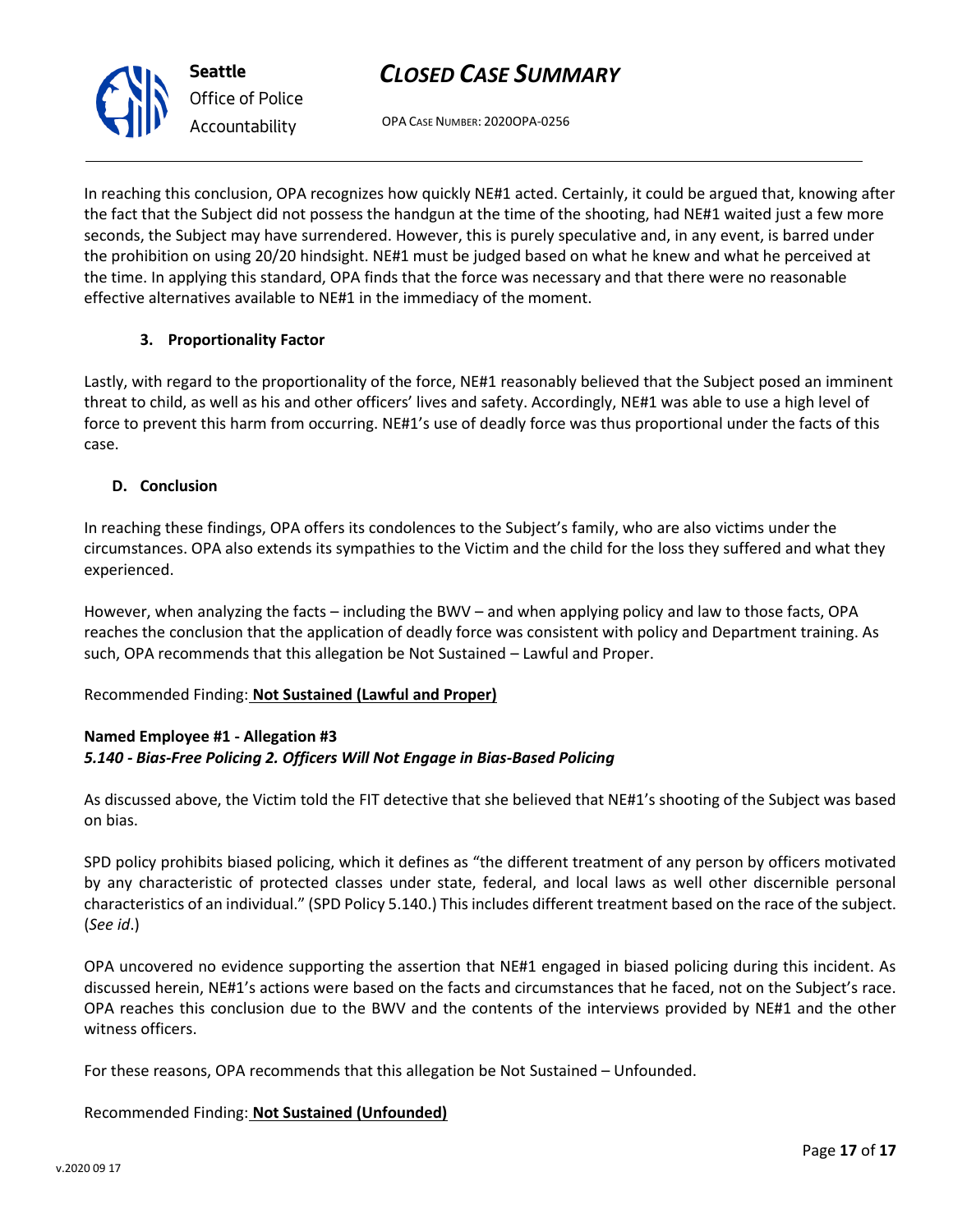In reaching this conclusion, OPA recognizes how quickly NE#1 acted. Certainly, it could be argued that, knowing after the fact that the Subject did not possess the handgun at the time of the shooting, had NE#1 waited just a few more seconds, the Subject may have surrendered. However, this is purely speculative and, in any event, is barred under the prohibition on using 20/20 hindsight. NE#1 must be judged based on what he knew and what he perceived at the time. In applying this standard, OPA finds that the force was necessary and that there were no reasonable effective alternatives available to NE#1 in the immediacy of the moment.

#### 3. Proportionality Factor

Lastly, with regard to the proportionality of the force, NE#1 reasonably believed that the Subject posed an imminent threat to child, as well as his and other officers' lives and safety. Accordingly, NE#1 was able to use a high level of force to prevent this harm from occurring. NE#1's use of deadly force was thus proportional under the facts of this case.

### D. Conclusion

In reaching these findings, OPA offers its condolences to the Subject's family, who are also victims under the circumstances. OPA also extends its sympathies to the Victim and the child for the loss they suffered and what they experienced.

However, when analyzing the facts – including the BWV – and when applying policy and law to those facts, OPA reaches the conclusion that the application of deadly force was consistent with policy and Department training. As such, OPA recommends that this allegation be Not Sustained – Lawful and Proper.

Recommended Finding: **Not Sustained (Lawful and Proper)**

**Named Employee #1 - Allegation #3**
***5.140 - Bias-Free Policing 2. Officers Will Not Engage in Bias-Based Policing***

As discussed above, the Victim told the FIT detective that she believed that NE#1's shooting of the Subject was based on bias.

SPD policy prohibits biased policing, which it defines as "the different treatment of any person by officers motivated by any characteristic of protected classes under state, federal, and local laws as well other discernible personal characteristics of an individual." (SPD Policy 5.140.) This includes different treatment based on the race of the subject. (*See id*.)

OPA uncovered no evidence supporting the assertion that NE#1 engaged in biased policing during this incident. As discussed herein, NE#1's actions were based on the facts and circumstances that he faced, not on the Subject's race. OPA reaches this conclusion due to the BWV and the contents of the interviews provided by NE#1 and the other witness officers.

For these reasons, OPA recommends that this allegation be Not Sustained – Unfounded.

Recommended Finding: **Not Sustained (Unfounded)**